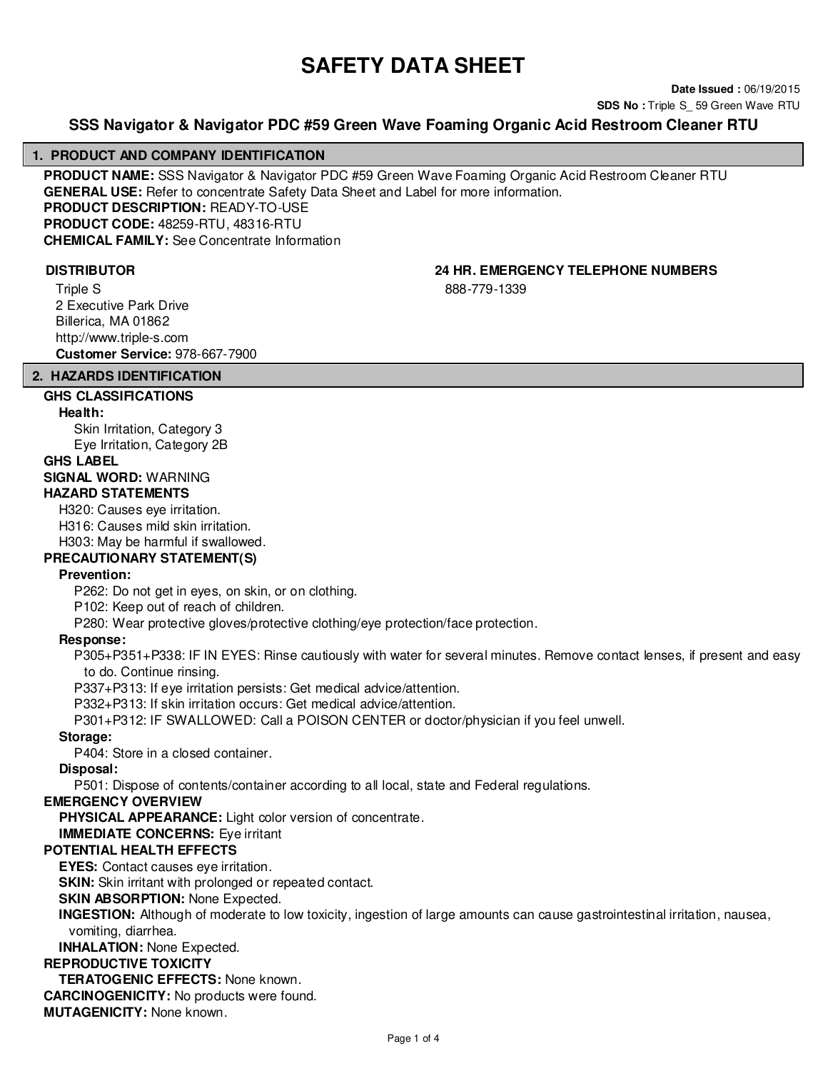# SAFETY DATA SHEET

**Date Issued :** 06/19/2015

**SDS No :** Triple S_ 59 Green Wave RTU

## SSS Navigator & Navigator PDC #59 Green Wave Foaming Organic Acid Restroom Cleaner RTU

## 1. PRODUCT AND COMPANY IDENTIFICATION

**PRODUCT NAME:** SSS Navigator & Navigator PDC #59 Green Wave Foaming Organic Acid Restroom Cleaner RTU
**GENERAL USE:** Refer to concentrate Safety Data Sheet and Label for more information.
**PRODUCT DESCRIPTION:** READY-TO-USE
**PRODUCT CODE:** 48259-RTU, 48316-RTU
**CHEMICAL FAMILY:** See Concentrate Information

**DISTRIBUTOR**

Triple S
2 Executive Park Drive
Billerica, MA 01862
http://www.triple-s.com
**Customer Service:** 978-667-7900

**24 HR. EMERGENCY TELEPHONE NUMBERS**

888-779-1339

## 2. HAZARDS IDENTIFICATION

**GHS CLASSIFICATIONS**

**Health:**

Skin Irritation, Category 3
Eye Irritation, Category 2B

**GHS LABEL**

**SIGNAL WORD:** WARNING

**HAZARD STATEMENTS**

H320: Causes eye irritation.
H316: Causes mild skin irritation.
H303: May be harmful if swallowed.

**PRECAUTIONARY STATEMENT(S)**

**Prevention:**

P262: Do not get in eyes, on skin, or on clothing.
P102: Keep out of reach of children.
P280: Wear protective gloves/protective clothing/eye protection/face protection.

**Response:**

P305+P351+P338: IF IN EYES: Rinse cautiously with water for several minutes. Remove contact lenses, if present and easy to do. Continue rinsing.
P337+P313: If eye irritation persists: Get medical advice/attention.
P332+P313: If skin irritation occurs: Get medical advice/attention.
P301+P312: IF SWALLOWED: Call a POISON CENTER or doctor/physician if you feel unwell.

**Storage:**

P404: Store in a closed container.

**Disposal:**

P501: Dispose of contents/container according to all local, state and Federal regulations.

**EMERGENCY OVERVIEW**

**PHYSICAL APPEARANCE:** Light color version of concentrate.
**IMMEDIATE CONCERNS:** Eye irritant

**POTENTIAL HEALTH EFFECTS**

**EYES:** Contact causes eye irritation.
**SKIN:** Skin irritant with prolonged or repeated contact.
**SKIN ABSORPTION:** None Expected.
**INGESTION:** Although of moderate to low toxicity, ingestion of large amounts can cause gastrointestinal irritation, nausea, vomiting, diarrhea.
**INHALATION:** None Expected.

**REPRODUCTIVE TOXICITY**

**TERATOGENIC EFFECTS:** None known.

**CARCINOGENICITY:** No products were found.
**MUTAGENICITY:** None known.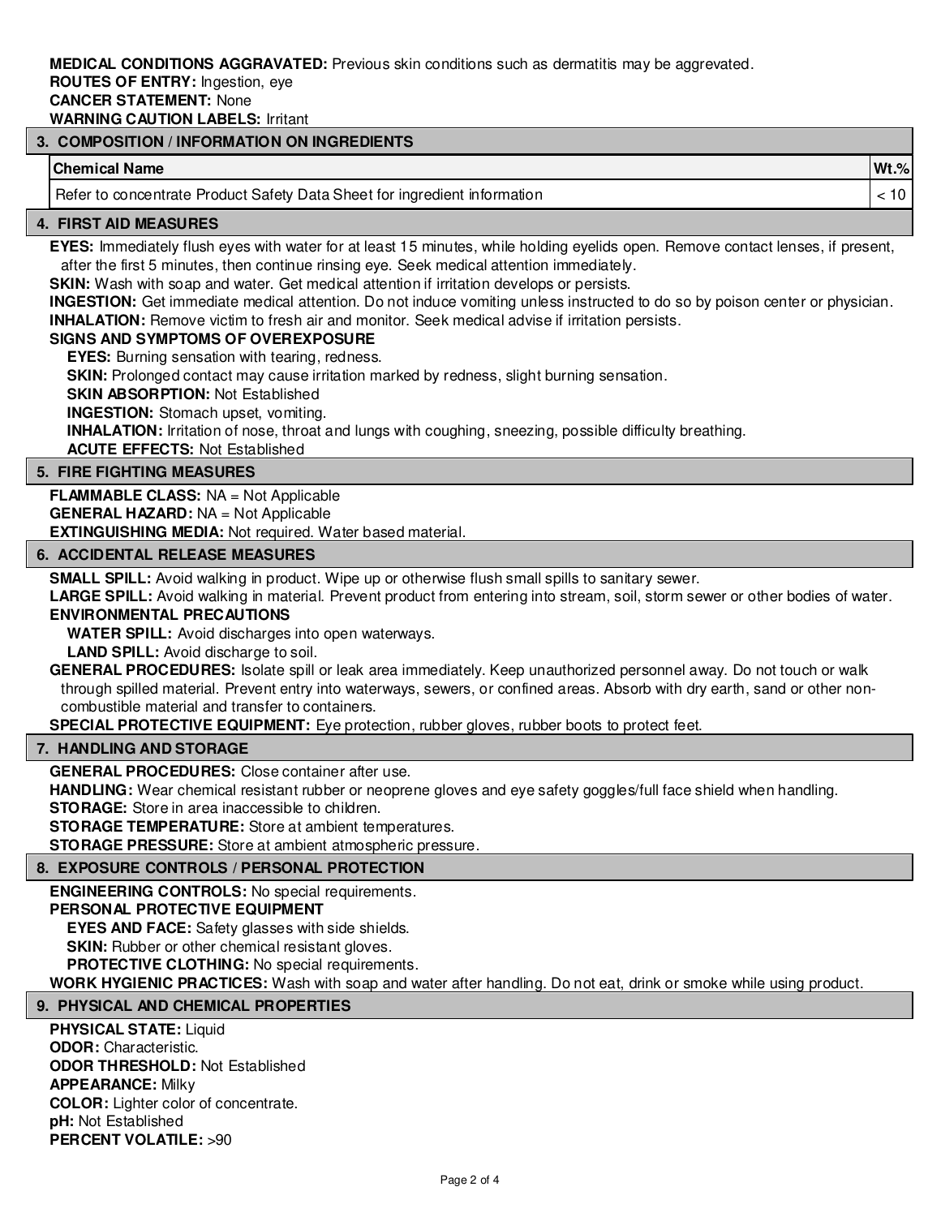**MEDICAL CONDITIONS AGGRAVATED:** Previous skin conditions such as dermatitis may be aggrevated.
**ROUTES OF ENTRY:** Ingestion, eye
**CANCER STATEMENT:** None
**WARNING CAUTION LABELS:** Irritant

## 3. COMPOSITION / INFORMATION ON INGREDIENTS

| Chemical Name | Wt.% |
|---|---|
| Refer to concentrate Product Safety Data Sheet for ingredient information | < 10 |

## 4. FIRST AID MEASURES

**EYES:** Immediately flush eyes with water for at least 15 minutes, while holding eyelids open. Remove contact lenses, if present, after the first 5 minutes, then continue rinsing eye. Seek medical attention immediately.
**SKIN:** Wash with soap and water. Get medical attention if irritation develops or persists.
**INGESTION:** Get immediate medical attention. Do not induce vomiting unless instructed to do so by poison center or physician.
**INHALATION:** Remove victim to fresh air and monitor. Seek medical advise if irritation persists.

**SIGNS AND SYMPTOMS OF OVEREXPOSURE**

**EYES:** Burning sensation with tearing, redness.
**SKIN:** Prolonged contact may cause irritation marked by redness, slight burning sensation.
**SKIN ABSORPTION:** Not Established
**INGESTION:** Stomach upset, vomiting.
**INHALATION:** Irritation of nose, throat and lungs with coughing, sneezing, possible difficulty breathing.
**ACUTE EFFECTS:** Not Established

## 5. FIRE FIGHTING MEASURES

**FLAMMABLE CLASS:** NA = Not Applicable
**GENERAL HAZARD:** NA = Not Applicable
**EXTINGUISHING MEDIA:** Not required. Water based material.

## 6. ACCIDENTAL RELEASE MEASURES

**SMALL SPILL:** Avoid walking in product. Wipe up or otherwise flush small spills to sanitary sewer.
**LARGE SPILL:** Avoid walking in material. Prevent product from entering into stream, soil, storm sewer or other bodies of water.

**ENVIRONMENTAL PRECAUTIONS**

**WATER SPILL:** Avoid discharges into open waterways.
**LAND SPILL:** Avoid discharge to soil.

**GENERAL PROCEDURES:** Isolate spill or leak area immediately. Keep unauthorized personnel away. Do not touch or walk through spilled material. Prevent entry into waterways, sewers, or confined areas. Absorb with dry earth, sand or other non-combustible material and transfer to containers.
**SPECIAL PROTECTIVE EQUIPMENT:** Eye protection, rubber gloves, rubber boots to protect feet.

## 7. HANDLING AND STORAGE

**GENERAL PROCEDURES:** Close container after use.
**HANDLING:** Wear chemical resistant rubber or neoprene gloves and eye safety goggles/full face shield when handling.
**STORAGE:** Store in area inaccessible to children.
**STORAGE TEMPERATURE:** Store at ambient temperatures.
**STORAGE PRESSURE:** Store at ambient atmospheric pressure.

## 8. EXPOSURE CONTROLS / PERSONAL PROTECTION

**ENGINEERING CONTROLS:** No special requirements.

**PERSONAL PROTECTIVE EQUIPMENT**

**EYES AND FACE:** Safety glasses with side shields.
**SKIN:** Rubber or other chemical resistant gloves.
**PROTECTIVE CLOTHING:** No special requirements.

**WORK HYGIENIC PRACTICES:** Wash with soap and water after handling. Do not eat, drink or smoke while using product.

## 9. PHYSICAL AND CHEMICAL PROPERTIES

**PHYSICAL STATE:** Liquid
**ODOR:** Characteristic.
**ODOR THRESHOLD:** Not Established
**APPEARANCE:** Milky
**COLOR:** Lighter color of concentrate.
**pH:** Not Established
**PERCENT VOLATILE:** >90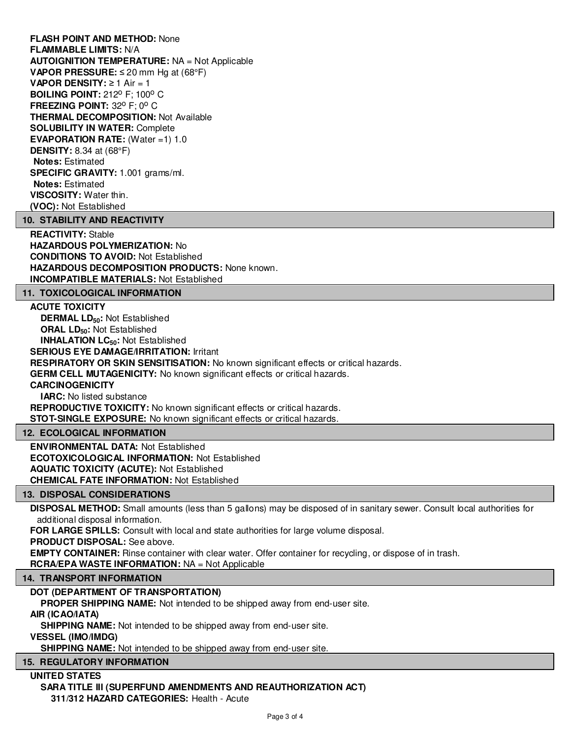**FLASH POINT AND METHOD:** None
**FLAMMABLE LIMITS:** N/A
**AUTOIGNITION TEMPERATURE:** NA = Not Applicable
**VAPOR PRESSURE:** ≤ 20 mm Hg at (68°F)
**VAPOR DENSITY:** ≥ 1 Air = 1
**BOILING POINT:** 212° F; 100° C
**FREEZING POINT:** 32° F; 0° C
**THERMAL DECOMPOSITION:** Not Available
**SOLUBILITY IN WATER:** Complete
**EVAPORATION RATE:** (Water =1) 1.0
**DENSITY:** 8.34 at (68°F)
**Notes:** Estimated
**SPECIFIC GRAVITY:** 1.001 grams/ml.
**Notes:** Estimated
**VISCOSITY:** Water thin.
**(VOC):** Not Established

## 10. STABILITY AND REACTIVITY

**REACTIVITY:** Stable
**HAZARDOUS POLYMERIZATION:** No
**CONDITIONS TO AVOID:** Not Established
**HAZARDOUS DECOMPOSITION PRODUCTS:** None known.
**INCOMPATIBLE MATERIALS:** Not Established

## 11. TOXICOLOGICAL INFORMATION

**ACUTE TOXICITY**
**DERMAL $LD_{50}$:** Not Established
**ORAL $LD_{50}$:** Not Established
**INHALATION $LC_{50}$:** Not Established
**SERIOUS EYE DAMAGE/IRRITATION:** Irritant
**RESPIRATORY OR SKIN SENSITISATION:** No known significant effects or critical hazards.
**GERM CELL MUTAGENICITY:** No known significant effects or critical hazards.
**CARCINOGENICITY**
**IARC:** No listed substance
**REPRODUCTIVE TOXICITY:** No known significant effects or critical hazards.
**STOT-SINGLE EXPOSURE:** No known significant effects or critical hazards.

## 12. ECOLOGICAL INFORMATION

**ENVIRONMENTAL DATA:** Not Established
**ECOTOXICOLOGICAL INFORMATION:** Not Established
**AQUATIC TOXICITY (ACUTE):** Not Established
**CHEMICAL FATE INFORMATION:** Not Established

## 13. DISPOSAL CONSIDERATIONS

**DISPOSAL METHOD:** Small amounts (less than 5 gallons) may be disposed of in sanitary sewer. Consult local authorities for additional disposal information.
**FOR LARGE SPILLS:** Consult with local and state authorities for large volume disposal.
**PRODUCT DISPOSAL:** See above.
**EMPTY CONTAINER:** Rinse container with clear water. Offer container for recycling, or dispose of in trash.
**RCRA/EPA WASTE INFORMATION:** NA = Not Applicable

## 14. TRANSPORT INFORMATION

**DOT (DEPARTMENT OF TRANSPORTATION)**
**PROPER SHIPPING NAME:** Not intended to be shipped away from end-user site.
**AIR (ICAO/IATA)**
**SHIPPING NAME:** Not intended to be shipped away from end-user site.
**VESSEL (IMO/IMDG)**
**SHIPPING NAME:** Not intended to be shipped away from end-user site.

## 15. REGULATORY INFORMATION

**UNITED STATES**
**SARA TITLE III (SUPERFUND AMENDMENTS AND REAUTHORIZATION ACT)**
**311/312 HAZARD CATEGORIES:** Health - Acute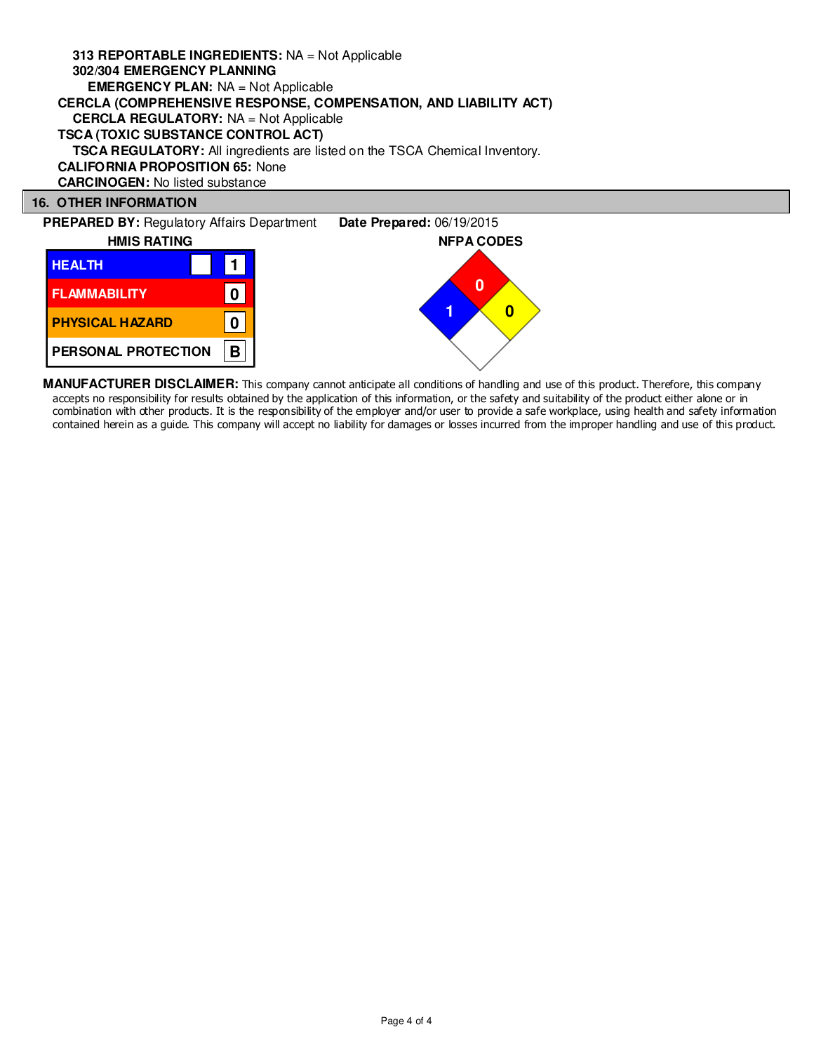**313 REPORTABLE INGREDIENTS:** NA = Not Applicable

**302/304 EMERGENCY PLANNING**

**EMERGENCY PLAN:** NA = Not Applicable

**CERCLA (COMPREHENSIVE RESPONSE, COMPENSATION, AND LIABILITY ACT)**

**CERCLA REGULATORY:** NA = Not Applicable

**TSCA (TOXIC SUBSTANCE CONTROL ACT)**

**TSCA REGULATORY:** All ingredients are listed on the TSCA Chemical Inventory.

**CALIFORNIA PROPOSITION 65:** None

**CARCINOGEN:** No listed substance

## 16. OTHER INFORMATION

**PREPARED BY:** Regulatory Affairs Department **Date Prepared:** 06/19/2015

**HMIS RATING**

| | |
|---|---|
| HEALTH | 1 |
| FLAMMABILITY | 0 |
| PHYSICAL HAZARD | 0 |
| PERSONAL PROTECTION | B |

**NFPA CODES**

0

1

0

**MANUFACTURER DISCLAIMER:** This company cannot anticipate all conditions of handling and use of this product. Therefore, this company accepts no responsibility for results obtained by the application of this information, or the safety and suitability of the product either alone or in combination with other products. It is the responsibility of the employer and/or user to provide a safe workplace, using health and safety information contained herein as a guide. This company will accept no liability for damages or losses incurred from the improper handling and use of this product.